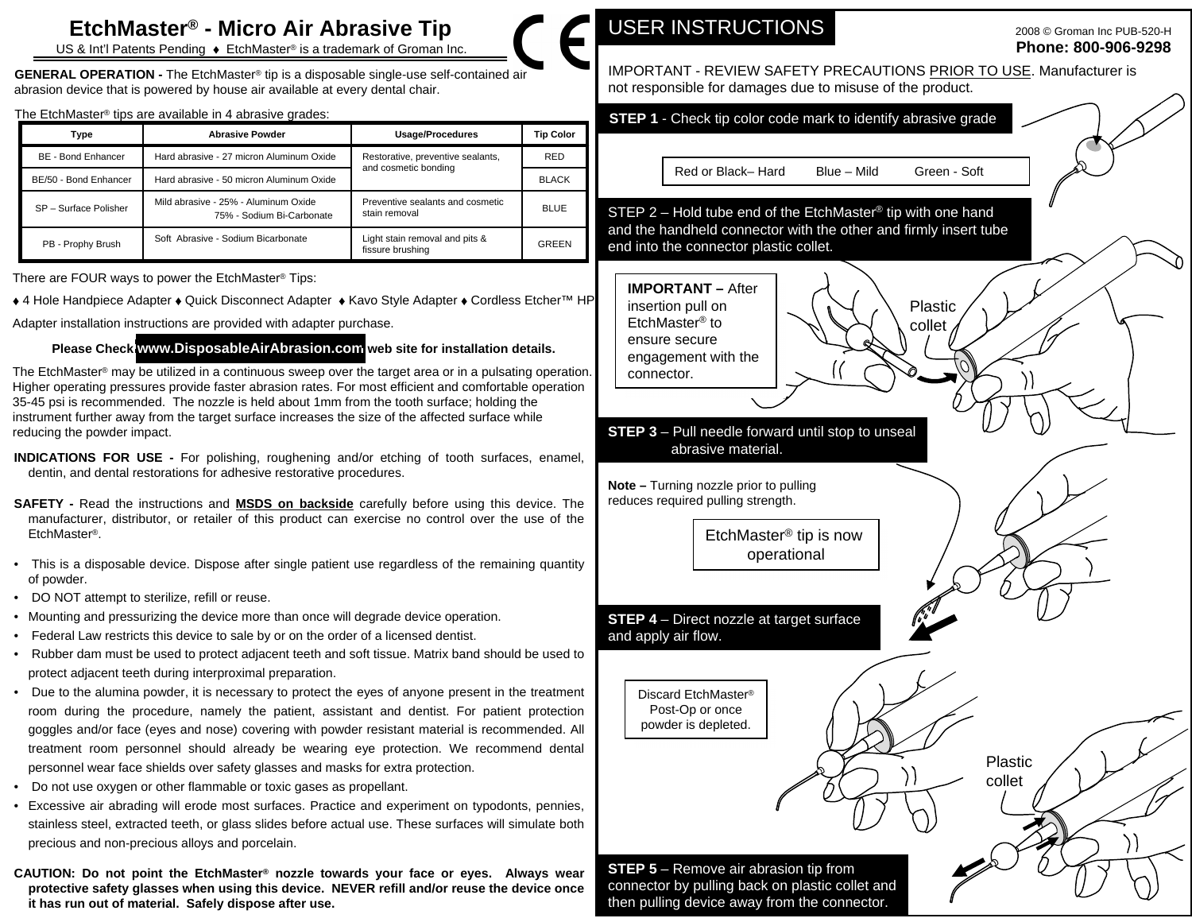# EtchMaster® - Micro Air Abrasive Tip

US & Int'l Patents Pending ♦ EtchMaster® is a trademark of Groman Inc.

**GENERAL OPERATION -** The EtchMaster® tip is a disposable single-use self-contained air abrasion device that is powered by house air available at every dental chair.

The EtchMaster® tips are available in 4 abrasive grades:

| Type | Abrasive Powder | Usage/Procedures | Tip Color |
|---|---|---|---|
| BE - Bond Enhancer | Hard abrasive - 27 micron Aluminum Oxide | Restorative, preventive sealants, and cosmetic bonding | RED |
| BE/50 - Bond Enhancer | Hard abrasive - 50 micron Aluminum Oxide | | BLACK |
| SP – Surface Polisher | Mild abrasive - 25% - Aluminum Oxide 75% - Sodium Bi-Carbonate | Preventive sealants and cosmetic stain removal | BLUE |
| PB - Prophy Brush | Soft Abrasive - Sodium Bicarbonate | Light stain removal and pits & fissure brushing | GREEN |

There are FOUR ways to power the EtchMaster® Tips:

♦ 4 Hole Handpiece Adapter ♦ Quick Disconnect Adapter ♦ Kavo Style Adapter ♦ Cordless Etcher™ HP

Adapter installation instructions are provided with adapter purchase.

**Please Check www.DisposableAirAbrasion.com web site for installation details.**

The EtchMaster® may be utilized in a continuous sweep over the target area or in a pulsating operation. Higher operating pressures provide faster abrasion rates. For most efficient and comfortable operation 35-45 psi is recommended. The nozzle is held about 1mm from the tooth surface; holding the instrument further away from the target surface increases the size of the affected surface while reducing the powder impact.

**INDICATIONS FOR USE -** For polishing, roughening and/or etching of tooth surfaces, enamel, dentin, and dental restorations for adhesive restorative procedures.

**SAFETY -** Read the instructions and **MSDS on backside** carefully before using this device. The manufacturer, distributor, or retailer of this product can exercise no control over the use of the EtchMaster®.

- This is a disposable device. Dispose after single patient use regardless of the remaining quantity of powder.
- DO NOT attempt to sterilize, refill or reuse.
- Mounting and pressurizing the device more than once will degrade device operation.
- Federal Law restricts this device to sale by or on the order of a licensed dentist.
- Rubber dam must be used to protect adjacent teeth and soft tissue. Matrix band should be used to protect adjacent teeth during interproximal preparation.
- Due to the alumina powder, it is necessary to protect the eyes of anyone present in the treatment room during the procedure, namely the patient, assistant and dentist. For patient protection goggles and/or face (eyes and nose) covering with powder resistant material is recommended. All treatment room personnel should already be wearing eye protection. We recommend dental personnel wear face shields over safety glasses and masks for extra protection.
- Do not use oxygen or other flammable or toxic gases as propellant.
- Excessive air abrading will erode most surfaces. Practice and experiment on typodonts, pennies, stainless steel, extracted teeth, or glass slides before actual use. These surfaces will simulate both precious and non-precious alloys and porcelain.

**CAUTION: Do not point the EtchMaster® nozzle towards your face or eyes. Always wear protective safety glasses when using this device. NEVER refill and/or reuse the device once it has run out of material. Safely dispose after use.**

## USER INSTRUCTIONS

2008 © Groman Inc PUB-520-H

**Phone: 800-906-9298**

IMPORTANT - REVIEW SAFETY PRECAUTIONS PRIOR TO USE. Manufacturer is not responsible for damages due to misuse of the product.

**STEP 1** - Check tip color code mark to identify abrasive grade

Red or Black– Hard Blue – Mild Green - Soft

STEP 2 – Hold tube end of the EtchMaster® tip with one hand and the handheld connector with the other and firmly insert tube end into the connector plastic collet.

**IMPORTANT –** After insertion pull on EtchMaster® to ensure secure engagement with the connector.

Plastic collet

**STEP 3** – Pull needle forward until stop to unseal abrasive material.

**Note –** Turning nozzle prior to pulling reduces required pulling strength.

EtchMaster® tip is now operational

**STEP 4** – Direct nozzle at target surface and apply air flow.

Discard EtchMaster® Post-Op or once powder is depleted.

Plastic collet

**STEP 5** – Remove air abrasion tip from connector by pulling back on plastic collet and then pulling device away from the connector.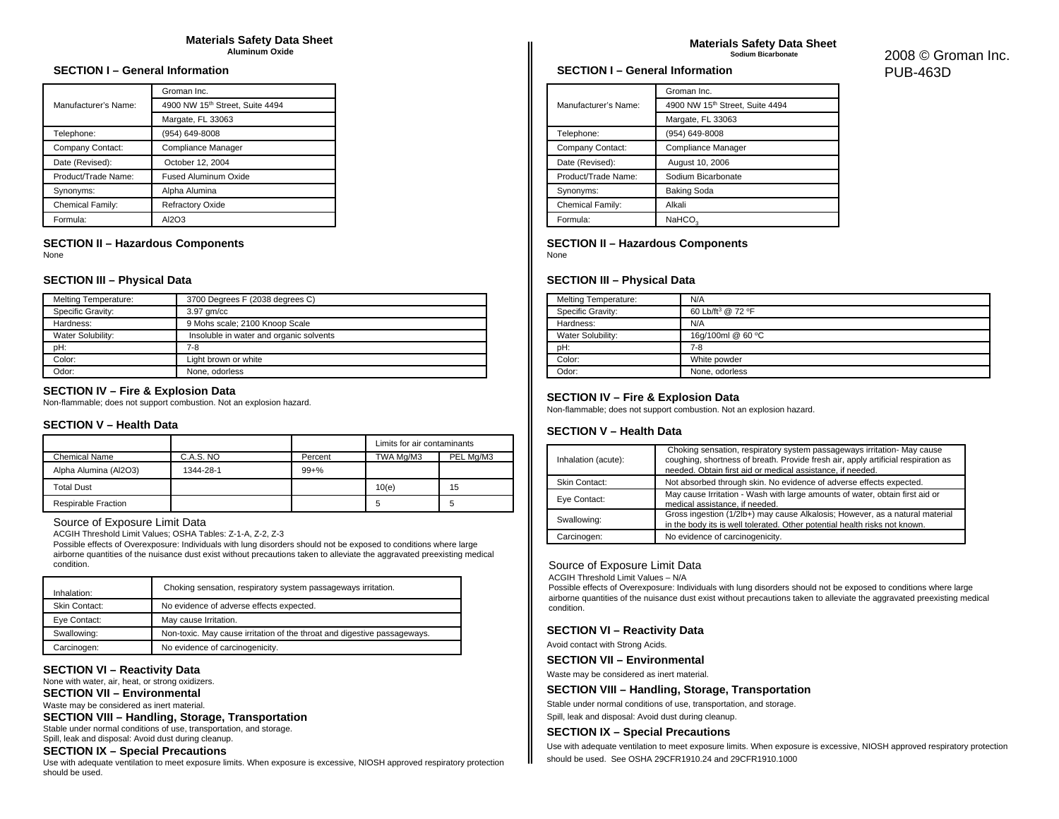# Materials Safety Data Sheet

**Aluminum Oxide**

## SECTION I – General Information

| | |
|---|---|
| Manufacturer's Name: | Groman Inc. |
| | 4900 NW 15th Street, Suite 4494 |
| | Margate, FL 33063 |
| Telephone: | (954) 649-8008 |
| Company Contact: | Compliance Manager |
| Date (Revised): | October 12, 2004 |
| Product/Trade Name: | Fused Aluminum Oxide |
| Synonyms: | Alpha Alumina |
| Chemical Family: | Refractory Oxide |
| Formula: | Al2O3 |

## SECTION II – Hazardous Components

None

## SECTION III – Physical Data

| | |
|---|---|
| Melting Temperature: | 3700 Degrees F (2038 degrees C) |
| Specific Gravity: | 3.97 gm/cc |
| Hardness: | 9 Mohs scale; 2100 Knoop Scale |
| Water Solubility: | Insoluble in water and organic solvents |
| pH: | 7-8 |
| Color: | Light brown or white |
| Odor: | None, odorless |

## SECTION IV – Fire & Explosion Data

Non-flammable; does not support combustion. Not an explosion hazard.

## SECTION V – Health Data

| | | | Limits for air contaminants | |
|---|---|---|---|---|
| Chemical Name | C.A.S. NO | Percent | TWA Mg/M3 | PEL Mg/M3 |
| Alpha Alumina (Al2O3) | 1344-28-1 | 99+% | | |
| Total Dust | | | 10(e) | 15 |
| Respirable Fraction | | | 5 | 5 |

Source of Exposure Limit Data

ACGIH Threshold Limit Values; OSHA Tables: Z-1-A, Z-2, Z-3

Possible effects of Overexposure: Individuals with lung disorders should not be exposed to conditions where large airborne quantities of the nuisance dust exist without precautions taken to alleviate the aggravated preexisting medical condition.

| | |
|---|---|
| Inhalation: | Choking sensation, respiratory system passageways irritation. |
| Skin Contact: | No evidence of adverse effects expected. |
| Eye Contact: | May cause Irritation. |
| Swallowing: | Non-toxic. May cause irritation of the throat and digestive passageways. |
| Carcinogen: | No evidence of carcinogenicity. |

## SECTION VI – Reactivity Data

None with water, air, heat, or strong oxidizers.

## SECTION VII – Environmental

Waste may be considered as inert material.

## SECTION VIII – Handling, Storage, Transportation

Stable under normal conditions of use, transportation, and storage.

Spill, leak and disposal: Avoid dust during cleanup.

## SECTION IX – Special Precautions

Use with adequate ventilation to meet exposure limits. When exposure is excessive, NIOSH approved respiratory protection should be used.

# Materials Safety Data Sheet

**Sodium Bicarbonate**

2008 © Groman Inc.
PUB-463D

## SECTION I – General Information

| | |
|---|---|
| Manufacturer's Name: | Groman Inc. |
| | 4900 NW 15th Street, Suite 4494 |
| | Margate, FL 33063 |
| Telephone: | (954) 649-8008 |
| Company Contact: | Compliance Manager |
| Date (Revised): | August 10, 2006 |
| Product/Trade Name: | Sodium Bicarbonate |
| Synonyms: | Baking Soda |
| Chemical Family: | Alkali |
| Formula: | $NaHCO_3$ |

## SECTION II – Hazardous Components

None

## SECTION III – Physical Data

| | |
|---|---|
| Melting Temperature: | N/A |
| Specific Gravity: | 60 Lb/ft$^3$ @ 72 ºF |
| Hardness: | N/A |
| Water Solubility: | 16g/100ml @ 60 ºC |
| pH: | 7-8 |
| Color: | White powder |
| Odor: | None, odorless |

## SECTION IV – Fire & Explosion Data

Non-flammable; does not support combustion. Not an explosion hazard.

## SECTION V – Health Data

| | |
|---|---|
| Inhalation (acute): | Choking sensation, respiratory system passageways irritation- May cause coughing, shortness of breath. Provide fresh air, apply artificial respiration as needed. Obtain first aid or medical assistance, if needed. |
| Skin Contact: | Not absorbed through skin. No evidence of adverse effects expected. |
| Eye Contact: | May cause Irritation - Wash with large amounts of water, obtain first aid or medical assistance, if needed. |
| Swallowing: | Gross ingestion (1/2lb+) may cause Alkalosis; However, as a natural material in the body its is well tolerated. Other potential health risks not known. |
| Carcinogen: | No evidence of carcinogenicity. |

Source of Exposure Limit Data

ACGIH Threshold Limit Values – N/A

Possible effects of Overexposure: Individuals with lung disorders should not be exposed to conditions where large airborne quantities of the nuisance dust exist without precautions taken to alleviate the aggravated preexisting medical condition.

## SECTION VI – Reactivity Data

Avoid contact with Strong Acids.

## SECTION VII – Environmental

Waste may be considered as inert material.

## SECTION VIII – Handling, Storage, Transportation

Stable under normal conditions of use, transportation, and storage.

Spill, leak and disposal: Avoid dust during cleanup.

## SECTION IX – Special Precautions

Use with adequate ventilation to meet exposure limits. When exposure is excessive, NIOSH approved respiratory protection should be used. See OSHA 29CFR1910.24 and 29CFR1910.1000